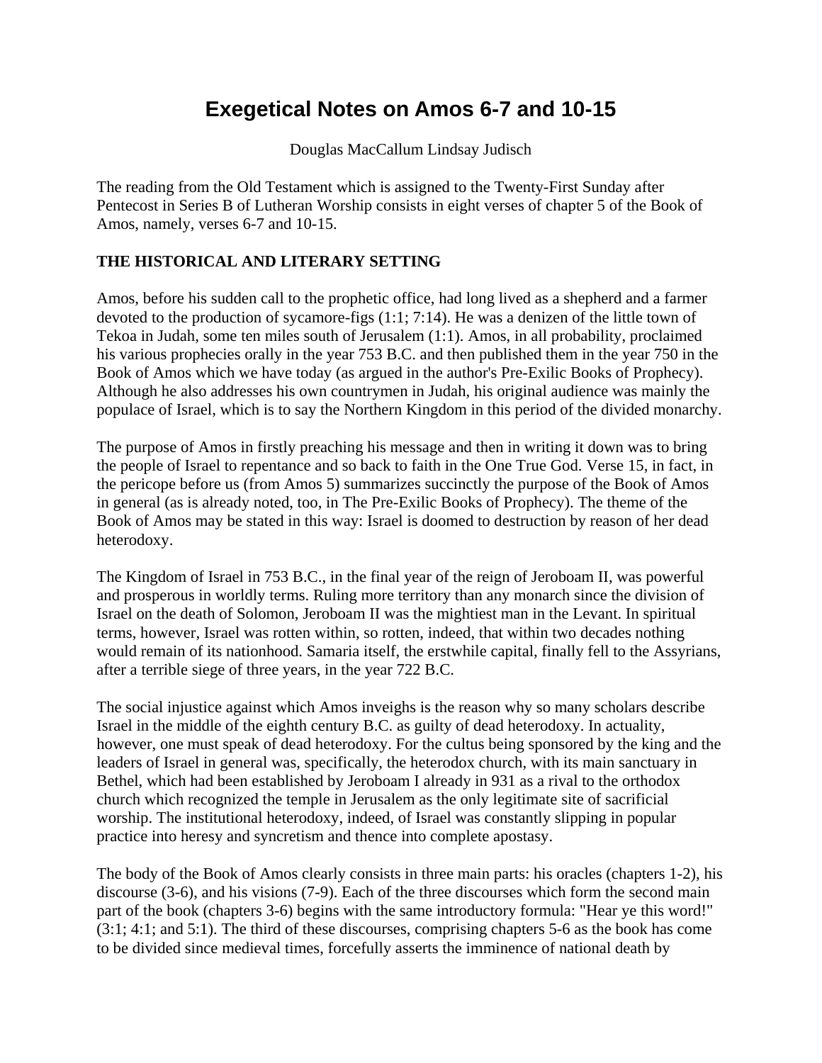# Exegetical Notes on Amos 6-7 and 10-15

Douglas MacCallum Lindsay Judisch

The reading from the Old Testament which is assigned to the Twenty-First Sunday after Pentecost in Series B of Lutheran Worship consists in eight verses of chapter 5 of the Book of Amos, namely, verses 6-7 and 10-15.

### THE HISTORICAL AND LITERARY SETTING

Amos, before his sudden call to the prophetic office, had long lived as a shepherd and a farmer devoted to the production of sycamore-figs (1:1; 7:14). He was a denizen of the little town of Tekoa in Judah, some ten miles south of Jerusalem (1:1). Amos, in all probability, proclaimed his various prophecies orally in the year 753 B.C. and then published them in the year 750 in the Book of Amos which we have today (as argued in the author's Pre-Exilic Books of Prophecy). Although he also addresses his own countrymen in Judah, his original audience was mainly the populace of Israel, which is to say the Northern Kingdom in this period of the divided monarchy.

The purpose of Amos in firstly preaching his message and then in writing it down was to bring the people of Israel to repentance and so back to faith in the One True God. Verse 15, in fact, in the pericope before us (from Amos 5) summarizes succinctly the purpose of the Book of Amos in general (as is already noted, too, in The Pre-Exilic Books of Prophecy). The theme of the Book of Amos may be stated in this way: Israel is doomed to destruction by reason of her dead heterodoxy.

The Kingdom of Israel in 753 B.C., in the final year of the reign of Jeroboam II, was powerful and prosperous in worldly terms. Ruling more territory than any monarch since the division of Israel on the death of Solomon, Jeroboam II was the mightiest man in the Levant. In spiritual terms, however, Israel was rotten within, so rotten, indeed, that within two decades nothing would remain of its nationhood. Samaria itself, the erstwhile capital, finally fell to the Assyrians, after a terrible siege of three years, in the year 722 B.C.

The social injustice against which Amos inveighs is the reason why so many scholars describe Israel in the middle of the eighth century B.C. as guilty of dead heterodoxy. In actuality, however, one must speak of dead heterodoxy. For the cultus being sponsored by the king and the leaders of Israel in general was, specifically, the heterodox church, with its main sanctuary in Bethel, which had been established by Jeroboam I already in 931 as a rival to the orthodox church which recognized the temple in Jerusalem as the only legitimate site of sacrificial worship. The institutional heterodoxy, indeed, of Israel was constantly slipping in popular practice into heresy and syncretism and thence into complete apostasy.

The body of the Book of Amos clearly consists in three main parts: his oracles (chapters 1-2), his discourse (3-6), and his visions (7-9). Each of the three discourses which form the second main part of the book (chapters 3-6) begins with the same introductory formula: "Hear ye this word!" (3:1; 4:1; and 5:1). The third of these discourses, comprising chapters 5-6 as the book has come to be divided since medieval times, forcefully asserts the imminence of national death by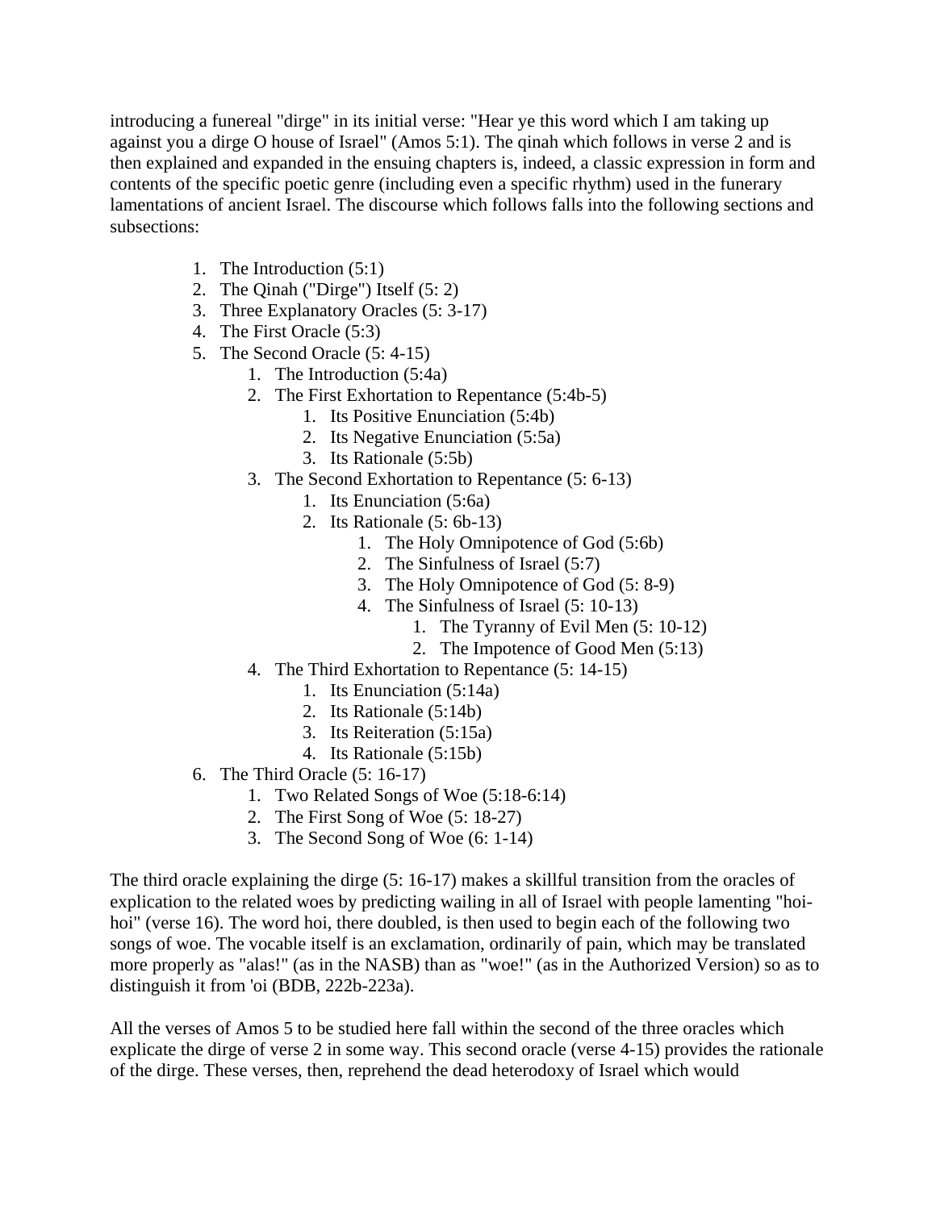introducing a funereal "dirge" in its initial verse: "Hear ye this word which I am taking up against you a dirge O house of Israel" (Amos 5:1). The qinah which follows in verse 2 and is then explained and expanded in the ensuing chapters is, indeed, a classic expression in form and contents of the specific poetic genre (including even a specific rhythm) used in the funerary lamentations of ancient Israel. The discourse which follows falls into the following sections and subsections:

1. The Introduction (5:1)
2. The Qinah ("Dirge") Itself (5: 2)
3. Three Explanatory Oracles (5: 3-17)
4. The First Oracle (5:3)
5. The Second Oracle (5: 4-15)
    1. The Introduction (5:4a)
    2. The First Exhortation to Repentance (5:4b-5)
        1. Its Positive Enunciation (5:4b)
        2. Its Negative Enunciation (5:5a)
        3. Its Rationale (5:5b)
    3. The Second Exhortation to Repentance (5: 6-13)
        1. Its Enunciation (5:6a)
        2. Its Rationale (5: 6b-13)
            1. The Holy Omnipotence of God (5:6b)
            2. The Sinfulness of Israel (5:7)
            3. The Holy Omnipotence of God (5: 8-9)
            4. The Sinfulness of Israel (5: 10-13)
                1. The Tyranny of Evil Men (5: 10-12)
                2. The Impotence of Good Men (5:13)
    4. The Third Exhortation to Repentance (5: 14-15)
        1. Its Enunciation (5:14a)
        2. Its Rationale (5:14b)
        3. Its Reiteration (5:15a)
        4. Its Rationale (5:15b)
6. The Third Oracle (5: 16-17)
    1. Two Related Songs of Woe (5:18-6:14)
    2. The First Song of Woe (5: 18-27)
    3. The Second Song of Woe (6: 1-14)

The third oracle explaining the dirge (5: 16-17) makes a skillful transition from the oracles of explication to the related woes by predicting wailing in all of Israel with people lamenting "hoi-hoi" (verse 16). The word hoi, there doubled, is then used to begin each of the following two songs of woe. The vocable itself is an exclamation, ordinarily of pain, which may be translated more properly as "alas!" (as in the NASB) than as "woe!" (as in the Authorized Version) so as to distinguish it from 'oi (BDB, 222b-223a).

All the verses of Amos 5 to be studied here fall within the second of the three oracles which explicate the dirge of verse 2 in some way. This second oracle (verse 4-15) provides the rationale of the dirge. These verses, then, reprehend the dead heterodoxy of Israel which would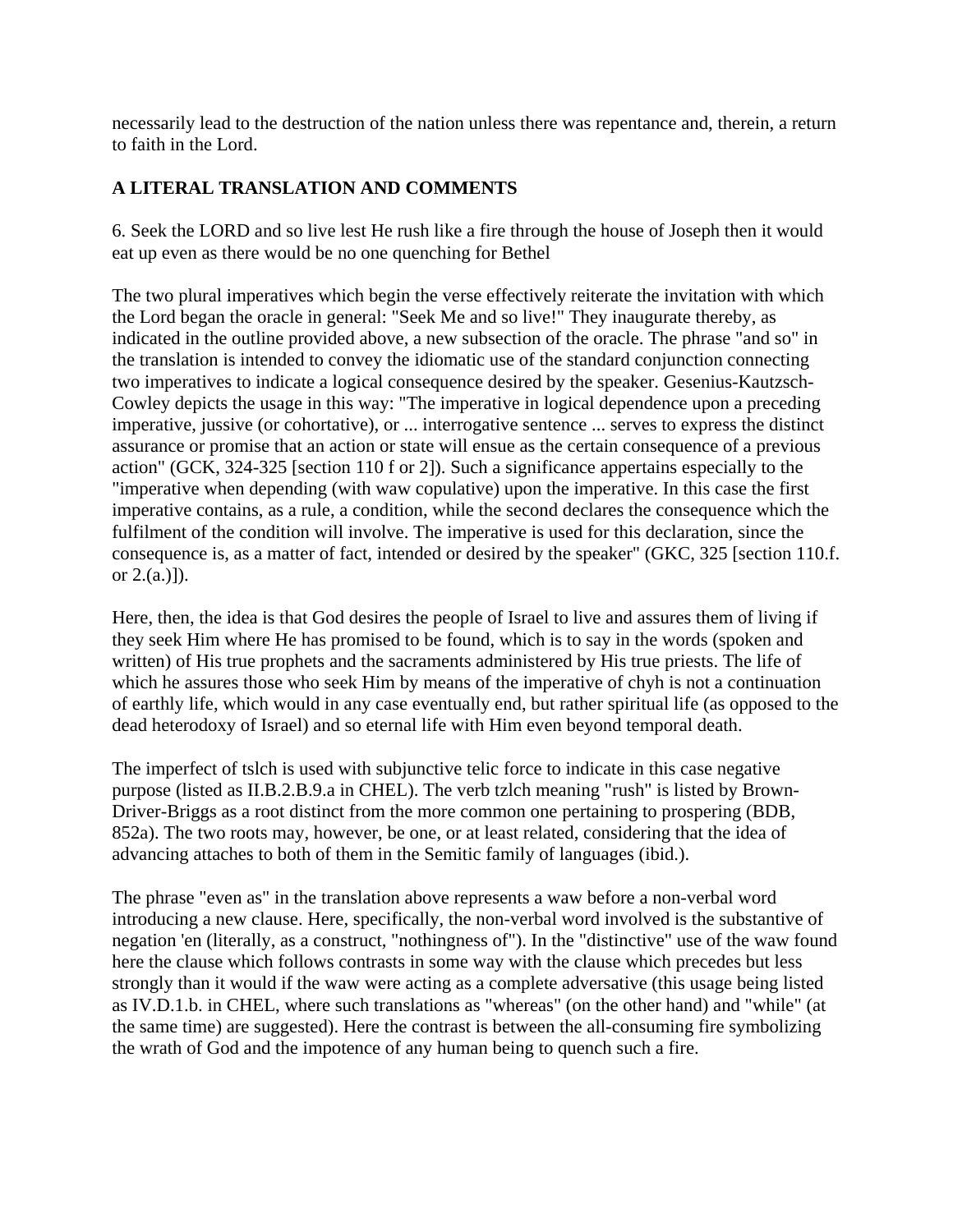necessarily lead to the destruction of the nation unless there was repentance and, therein, a return to faith in the Lord.

**A LITERAL TRANSLATION AND COMMENTS**

6. Seek the LORD and so live lest He rush like a fire through the house of Joseph then it would eat up even as there would be no one quenching for Bethel

The two plural imperatives which begin the verse effectively reiterate the invitation with which the Lord began the oracle in general: "Seek Me and so live!" They inaugurate thereby, as indicated in the outline provided above, a new subsection of the oracle. The phrase "and so" in the translation is intended to convey the idiomatic use of the standard conjunction connecting two imperatives to indicate a logical consequence desired by the speaker. Gesenius-Kautzsch-Cowley depicts the usage in this way: "The imperative in logical dependence upon a preceding imperative, jussive (or cohortative), or ... interrogative sentence ... serves to express the distinct assurance or promise that an action or state will ensue as the certain consequence of a previous action" (GCK, 324-325 [section 110 f or 2]). Such a significance appertains especially to the "imperative when depending (with waw copulative) upon the imperative. In this case the first imperative contains, as a rule, a condition, while the second declares the consequence which the fulfilment of the condition will involve. The imperative is used for this declaration, since the consequence is, as a matter of fact, intended or desired by the speaker" (GKC, 325 [section 110.f. or 2.(a.)]).

Here, then, the idea is that God desires the people of Israel to live and assures them of living if they seek Him where He has promised to be found, which is to say in the words (spoken and written) of His true prophets and the sacraments administered by His true priests. The life of which he assures those who seek Him by means of the imperative of chyh is not a continuation of earthly life, which would in any case eventually end, but rather spiritual life (as opposed to the dead heterodoxy of Israel) and so eternal life with Him even beyond temporal death.

The imperfect of tslch is used with subjunctive telic force to indicate in this case negative purpose (listed as II.B.2.B.9.a in CHEL). The verb tzlch meaning "rush" is listed by Brown-Driver-Briggs as a root distinct from the more common one pertaining to prospering (BDB, 852a). The two roots may, however, be one, or at least related, considering that the idea of advancing attaches to both of them in the Semitic family of languages (ibid.).

The phrase "even as" in the translation above represents a waw before a non-verbal word introducing a new clause. Here, specifically, the non-verbal word involved is the substantive of negation 'en (literally, as a construct, "nothingness of"). In the "distinctive" use of the waw found here the clause which follows contrasts in some way with the clause which precedes but less strongly than it would if the waw were acting as a complete adversative (this usage being listed as IV.D.1.b. in CHEL, where such translations as "whereas" (on the other hand) and "while" (at the same time) are suggested). Here the contrast is between the all-consuming fire symbolizing the wrath of God and the impotence of any human being to quench such a fire.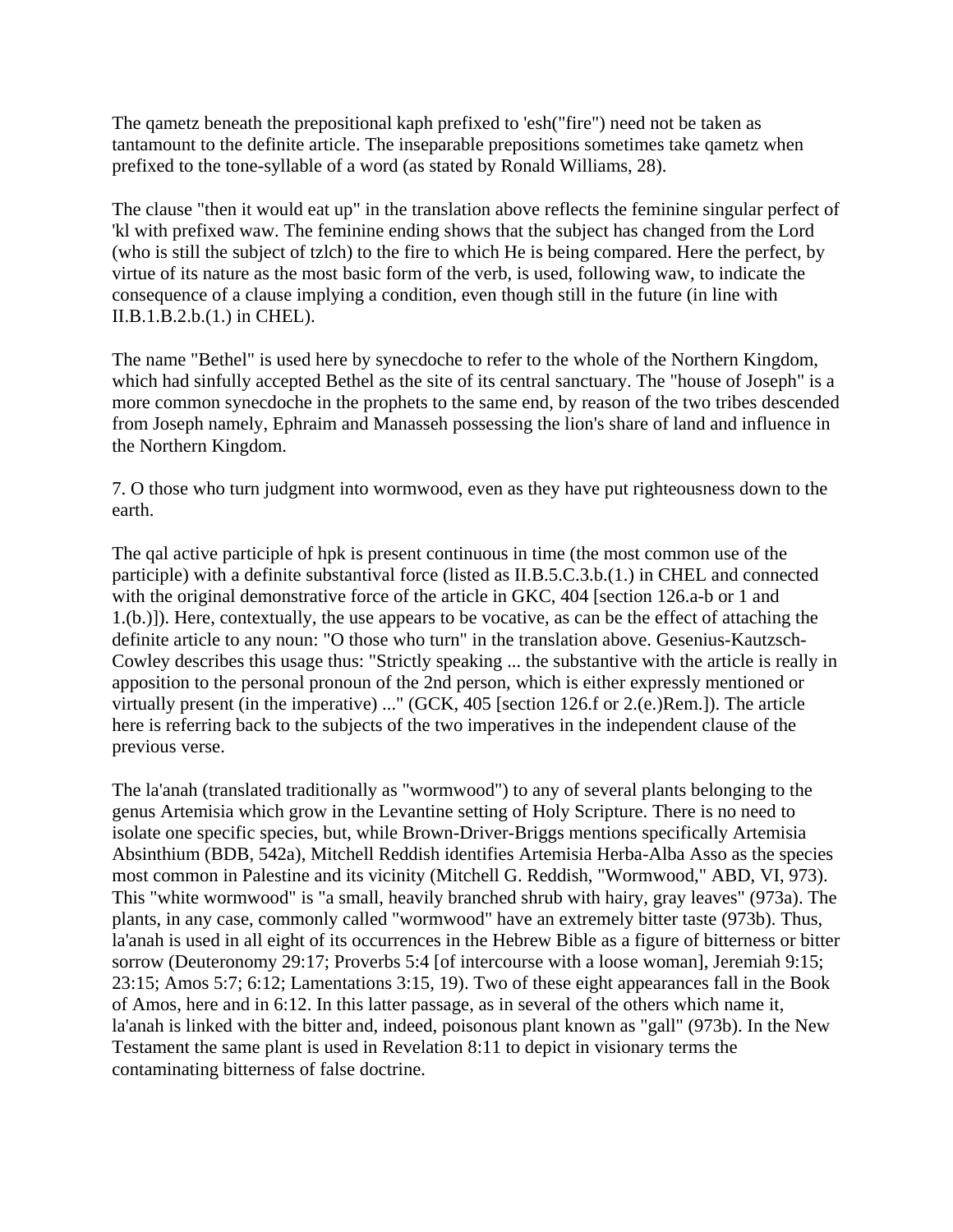The qametz beneath the prepositional kaph prefixed to 'esh("fire") need not be taken as tantamount to the definite article. The inseparable prepositions sometimes take qametz when prefixed to the tone-syllable of a word (as stated by Ronald Williams, 28).

The clause "then it would eat up" in the translation above reflects the feminine singular perfect of 'kl with prefixed waw. The feminine ending shows that the subject has changed from the Lord (who is still the subject of tzlch) to the fire to which He is being compared. Here the perfect, by virtue of its nature as the most basic form of the verb, is used, following waw, to indicate the consequence of a clause implying a condition, even though still in the future (in line with II.B.1.B.2.b.(1.) in CHEL).

The name "Bethel" is used here by synecdoche to refer to the whole of the Northern Kingdom, which had sinfully accepted Bethel as the site of its central sanctuary. The "house of Joseph" is a more common synecdoche in the prophets to the same end, by reason of the two tribes descended from Joseph namely, Ephraim and Manasseh possessing the lion's share of land and influence in the Northern Kingdom.

7. O those who turn judgment into wormwood, even as they have put righteousness down to the earth.

The qal active participle of hpk is present continuous in time (the most common use of the participle) with a definite substantival force (listed as II.B.5.C.3.b.(1.) in CHEL and connected with the original demonstrative force of the article in GKC, 404 [section 126.a-b or 1 and 1.(b.)]). Here, contextually, the use appears to be vocative, as can be the effect of attaching the definite article to any noun: "O those who turn" in the translation above. Gesenius-Kautzsch-Cowley describes this usage thus: "Strictly speaking ... the substantive with the article is really in apposition to the personal pronoun of the 2nd person, which is either expressly mentioned or virtually present (in the imperative) ..." (GCK, 405 [section 126.f or 2.(e.)Rem.]). The article here is referring back to the subjects of the two imperatives in the independent clause of the previous verse.

The la'anah (translated traditionally as "wormwood") to any of several plants belonging to the genus Artemisia which grow in the Levantine setting of Holy Scripture. There is no need to isolate one specific species, but, while Brown-Driver-Briggs mentions specifically Artemisia Absinthium (BDB, 542a), Mitchell Reddish identifies Artemisia Herba-Alba Asso as the species most common in Palestine and its vicinity (Mitchell G. Reddish, "Wormwood," ABD, VI, 973). This "white wormwood" is "a small, heavily branched shrub with hairy, gray leaves" (973a). The plants, in any case, commonly called "wormwood" have an extremely bitter taste (973b). Thus, la'anah is used in all eight of its occurrences in the Hebrew Bible as a figure of bitterness or bitter sorrow (Deuteronomy 29:17; Proverbs 5:4 [of intercourse with a loose woman], Jeremiah 9:15; 23:15; Amos 5:7; 6:12; Lamentations 3:15, 19). Two of these eight appearances fall in the Book of Amos, here and in 6:12. In this latter passage, as in several of the others which name it, la'anah is linked with the bitter and, indeed, poisonous plant known as "gall" (973b). In the New Testament the same plant is used in Revelation 8:11 to depict in visionary terms the contaminating bitterness of false doctrine.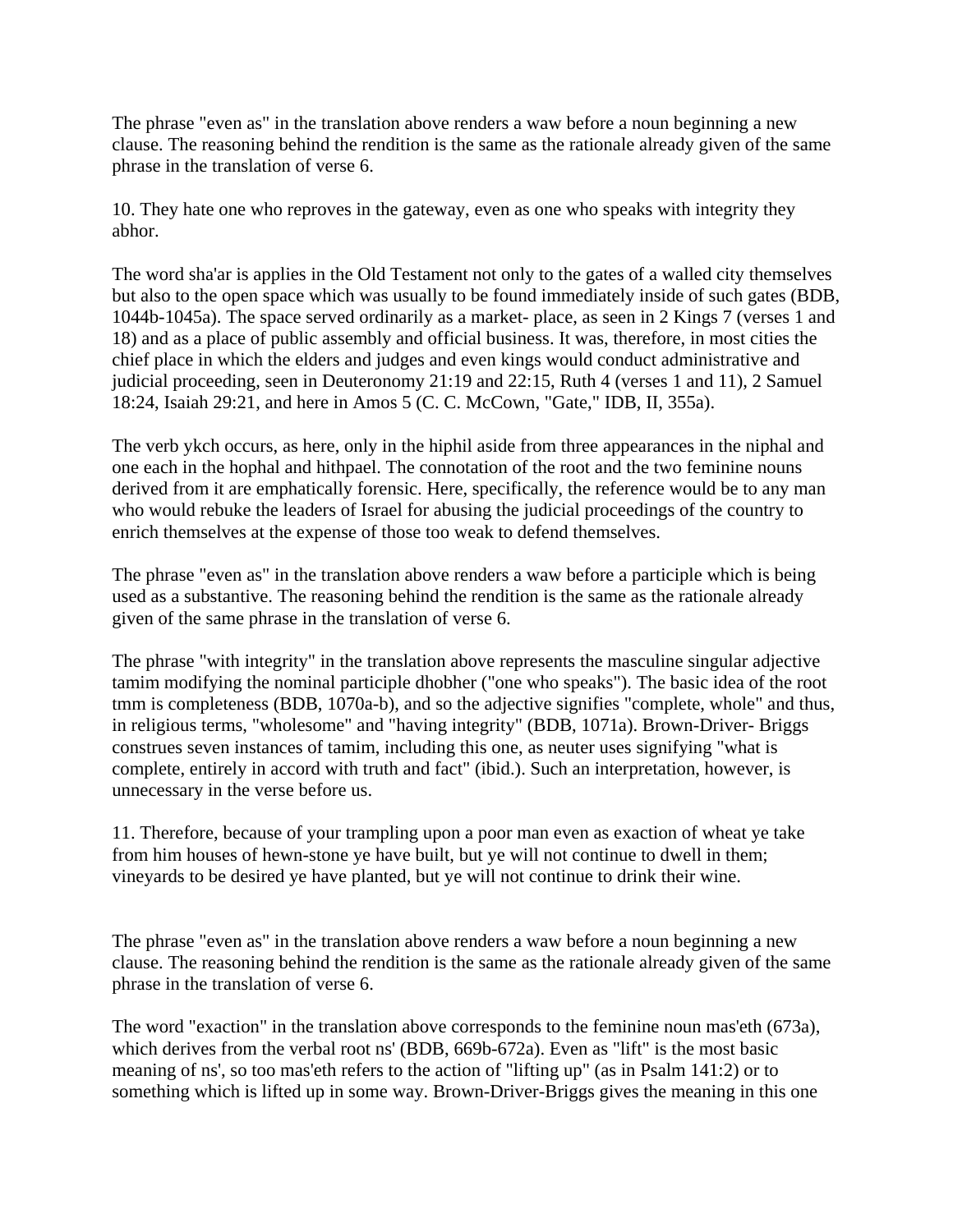The phrase "even as" in the translation above renders a waw before a noun beginning a new clause. The reasoning behind the rendition is the same as the rationale already given of the same phrase in the translation of verse 6.

10. They hate one who reproves in the gateway, even as one who speaks with integrity they abhor.

The word sha'ar is applies in the Old Testament not only to the gates of a walled city themselves but also to the open space which was usually to be found immediately inside of such gates (BDB, 1044b-1045a). The space served ordinarily as a market- place, as seen in 2 Kings 7 (verses 1 and 18) and as a place of public assembly and official business. It was, therefore, in most cities the chief place in which the elders and judges and even kings would conduct administrative and judicial proceeding, seen in Deuteronomy 21:19 and 22:15, Ruth 4 (verses 1 and 11), 2 Samuel 18:24, Isaiah 29:21, and here in Amos 5 (C. C. McCown, "Gate," IDB, II, 355a).

The verb ykch occurs, as here, only in the hiphil aside from three appearances in the niphal and one each in the hophal and hithpael. The connotation of the root and the two feminine nouns derived from it are emphatically forensic. Here, specifically, the reference would be to any man who would rebuke the leaders of Israel for abusing the judicial proceedings of the country to enrich themselves at the expense of those too weak to defend themselves.

The phrase "even as" in the translation above renders a waw before a participle which is being used as a substantive. The reasoning behind the rendition is the same as the rationale already given of the same phrase in the translation of verse 6.

The phrase "with integrity" in the translation above represents the masculine singular adjective tamim modifying the nominal participle dhobher ("one who speaks"). The basic idea of the root tmm is completeness (BDB, 1070a-b), and so the adjective signifies "complete, whole" and thus, in religious terms, "wholesome" and "having integrity" (BDB, 1071a). Brown-Driver- Briggs construes seven instances of tamim, including this one, as neuter uses signifying "what is complete, entirely in accord with truth and fact" (ibid.). Such an interpretation, however, is unnecessary in the verse before us.

11. Therefore, because of your trampling upon a poor man even as exaction of wheat ye take from him houses of hewn-stone ye have built, but ye will not continue to dwell in them; vineyards to be desired ye have planted, but ye will not continue to drink their wine.

The phrase "even as" in the translation above renders a waw before a noun beginning a new clause. The reasoning behind the rendition is the same as the rationale already given of the same phrase in the translation of verse 6.

The word "exaction" in the translation above corresponds to the feminine noun mas'eth (673a), which derives from the verbal root ns' (BDB, 669b-672a). Even as "lift" is the most basic meaning of ns', so too mas'eth refers to the action of "lifting up" (as in Psalm 141:2) or to something which is lifted up in some way. Brown-Driver-Briggs gives the meaning in this one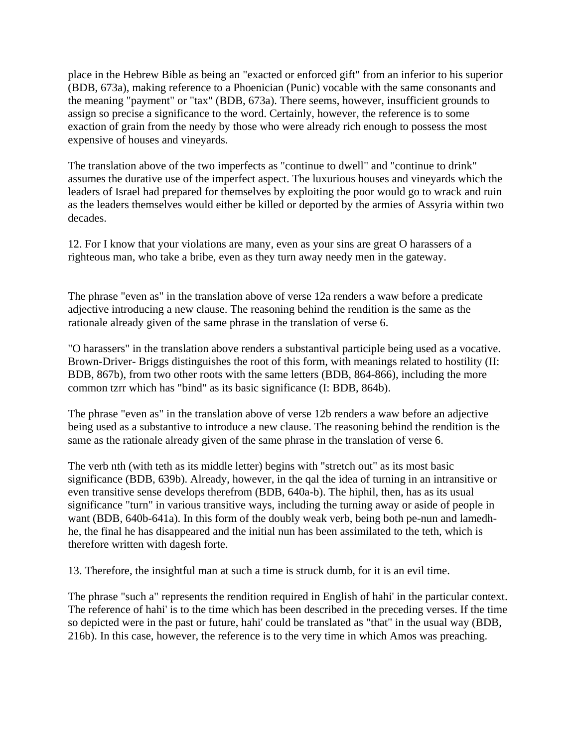place in the Hebrew Bible as being an "exacted or enforced gift" from an inferior to his superior (BDB, 673a), making reference to a Phoenician (Punic) vocable with the same consonants and the meaning "payment" or "tax" (BDB, 673a). There seems, however, insufficient grounds to assign so precise a significance to the word. Certainly, however, the reference is to some exaction of grain from the needy by those who were already rich enough to possess the most expensive of houses and vineyards.

The translation above of the two imperfects as "continue to dwell" and "continue to drink" assumes the durative use of the imperfect aspect. The luxurious houses and vineyards which the leaders of Israel had prepared for themselves by exploiting the poor would go to wrack and ruin as the leaders themselves would either be killed or deported by the armies of Assyria within two decades.

12. For I know that your violations are many, even as your sins are great O harassers of a righteous man, who take a bribe, even as they turn away needy men in the gateway.

The phrase "even as" in the translation above of verse 12a renders a waw before a predicate adjective introducing a new clause. The reasoning behind the rendition is the same as the rationale already given of the same phrase in the translation of verse 6.

"O harassers" in the translation above renders a substantival participle being used as a vocative. Brown-Driver- Briggs distinguishes the root of this form, with meanings related to hostility (II: BDB, 867b), from two other roots with the same letters (BDB, 864-866), including the more common tzrr which has "bind" as its basic significance (I: BDB, 864b).

The phrase "even as" in the translation above of verse 12b renders a waw before an adjective being used as a substantive to introduce a new clause. The reasoning behind the rendition is the same as the rationale already given of the same phrase in the translation of verse 6.

The verb nth (with teth as its middle letter) begins with "stretch out" as its most basic significance (BDB, 639b). Already, however, in the qal the idea of turning in an intransitive or even transitive sense develops therefrom (BDB, 640a-b). The hiphil, then, has as its usual significance "turn" in various transitive ways, including the turning away or aside of people in want (BDB, 640b-641a). In this form of the doubly weak verb, being both pe-nun and lamedh-he, the final he has disappeared and the initial nun has been assimilated to the teth, which is therefore written with dagesh forte.

13. Therefore, the insightful man at such a time is struck dumb, for it is an evil time.

The phrase "such a" represents the rendition required in English of hahi' in the particular context. The reference of hahi' is to the time which has been described in the preceding verses. If the time so depicted were in the past or future, hahi' could be translated as "that" in the usual way (BDB, 216b). In this case, however, the reference is to the very time in which Amos was preaching.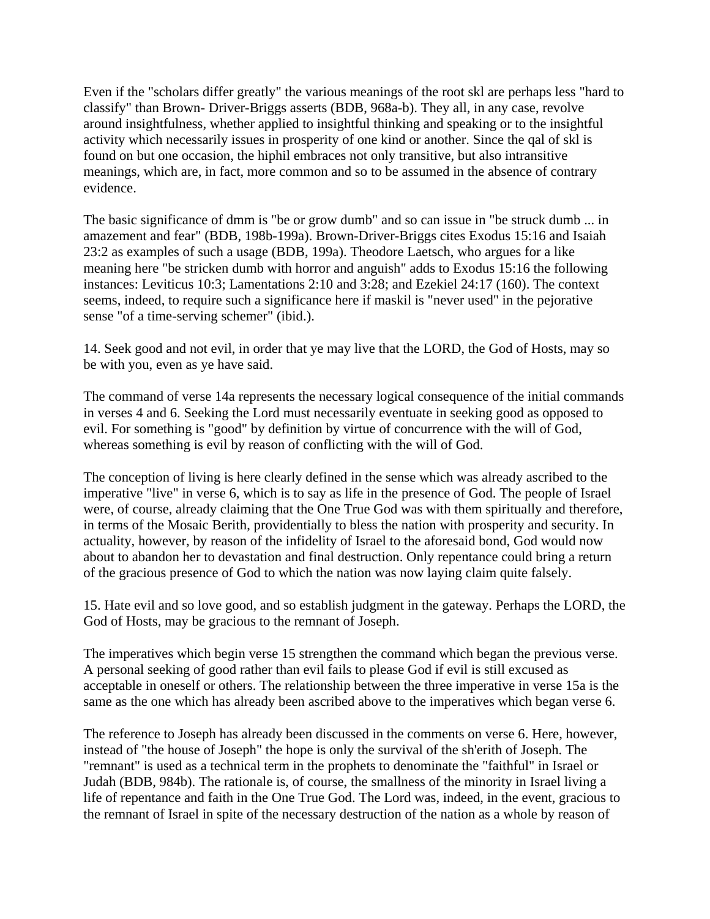Even if the "scholars differ greatly" the various meanings of the root skl are perhaps less "hard to classify" than Brown- Driver-Briggs asserts (BDB, 968a-b). They all, in any case, revolve around insightfulness, whether applied to insightful thinking and speaking or to the insightful activity which necessarily issues in prosperity of one kind or another. Since the qal of skl is found on but one occasion, the hiphil embraces not only transitive, but also intransitive meanings, which are, in fact, more common and so to be assumed in the absence of contrary evidence.

The basic significance of dmm is "be or grow dumb" and so can issue in "be struck dumb ... in amazement and fear" (BDB, 198b-199a). Brown-Driver-Briggs cites Exodus 15:16 and Isaiah 23:2 as examples of such a usage (BDB, 199a). Theodore Laetsch, who argues for a like meaning here "be stricken dumb with horror and anguish" adds to Exodus 15:16 the following instances: Leviticus 10:3; Lamentations 2:10 and 3:28; and Ezekiel 24:17 (160). The context seems, indeed, to require such a significance here if maskil is "never used" in the pejorative sense "of a time-serving schemer" (ibid.).

14. Seek good and not evil, in order that ye may live that the LORD, the God of Hosts, may so be with you, even as ye have said.

The command of verse 14a represents the necessary logical consequence of the initial commands in verses 4 and 6. Seeking the Lord must necessarily eventuate in seeking good as opposed to evil. For something is "good" by definition by virtue of concurrence with the will of God, whereas something is evil by reason of conflicting with the will of God.

The conception of living is here clearly defined in the sense which was already ascribed to the imperative "live" in verse 6, which is to say as life in the presence of God. The people of Israel were, of course, already claiming that the One True God was with them spiritually and therefore, in terms of the Mosaic Berith, providentially to bless the nation with prosperity and security. In actuality, however, by reason of the infidelity of Israel to the aforesaid bond, God would now about to abandon her to devastation and final destruction. Only repentance could bring a return of the gracious presence of God to which the nation was now laying claim quite falsely.

15. Hate evil and so love good, and so establish judgment in the gateway. Perhaps the LORD, the God of Hosts, may be gracious to the remnant of Joseph.

The imperatives which begin verse 15 strengthen the command which began the previous verse. A personal seeking of good rather than evil fails to please God if evil is still excused as acceptable in oneself or others. The relationship between the three imperative in verse 15a is the same as the one which has already been ascribed above to the imperatives which began verse 6.

The reference to Joseph has already been discussed in the comments on verse 6. Here, however, instead of "the house of Joseph" the hope is only the survival of the sh'erith of Joseph. The "remnant" is used as a technical term in the prophets to denominate the "faithful" in Israel or Judah (BDB, 984b). The rationale is, of course, the smallness of the minority in Israel living a life of repentance and faith in the One True God. The Lord was, indeed, in the event, gracious to the remnant of Israel in spite of the necessary destruction of the nation as a whole by reason of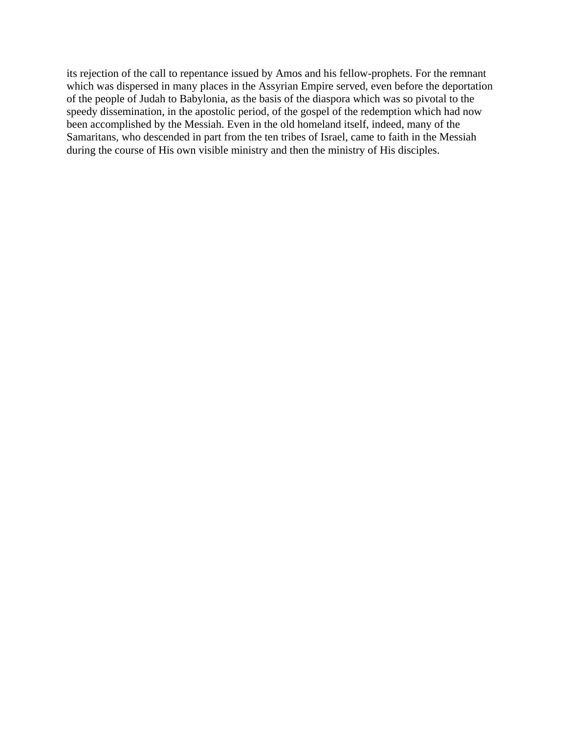its rejection of the call to repentance issued by Amos and his fellow-prophets. For the remnant which was dispersed in many places in the Assyrian Empire served, even before the deportation of the people of Judah to Babylonia, as the basis of the diaspora which was so pivotal to the speedy dissemination, in the apostolic period, of the gospel of the redemption which had now been accomplished by the Messiah. Even in the old homeland itself, indeed, many of the Samaritans, who descended in part from the ten tribes of Israel, came to faith in the Messiah during the course of His own visible ministry and then the ministry of His disciples.